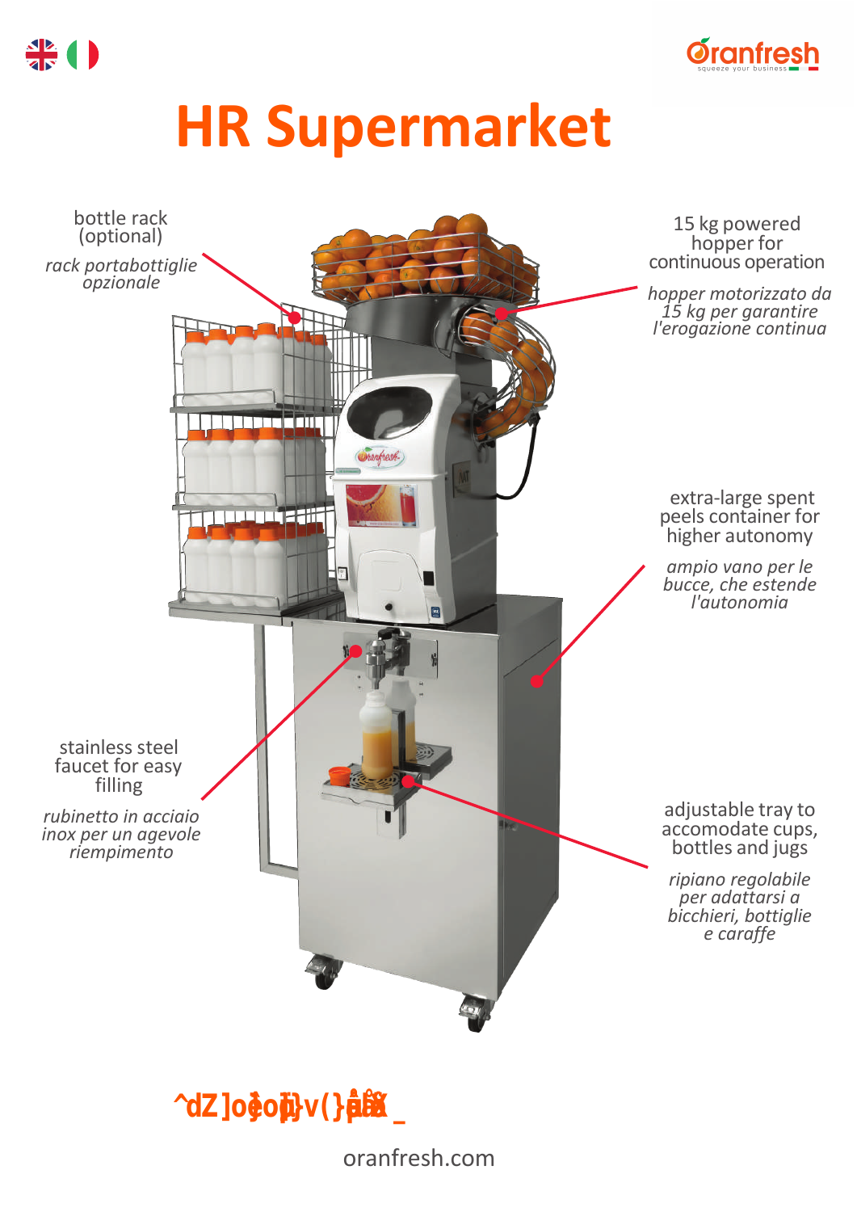# HR Supermarket

bottle rack (optional)

*rack portabottiglie opzionale*

15 kg powered hopper for continuous operation

*hopper motorizzato da 15 kg per garantire l'erogazione continua*

extra-large spent peels container for higher autonomy

*ampio vano per le bucce, che estende l'autonomia*

stainless steel faucet for easy filling

*rubinetto in acciaio inox per un agevole riempimento*

adjustable tray to accomodate cups, bottles and jugs

*ripiano regolabile per adattarsi a bicchieri, bottiglie e caraffe*

oranfresh.com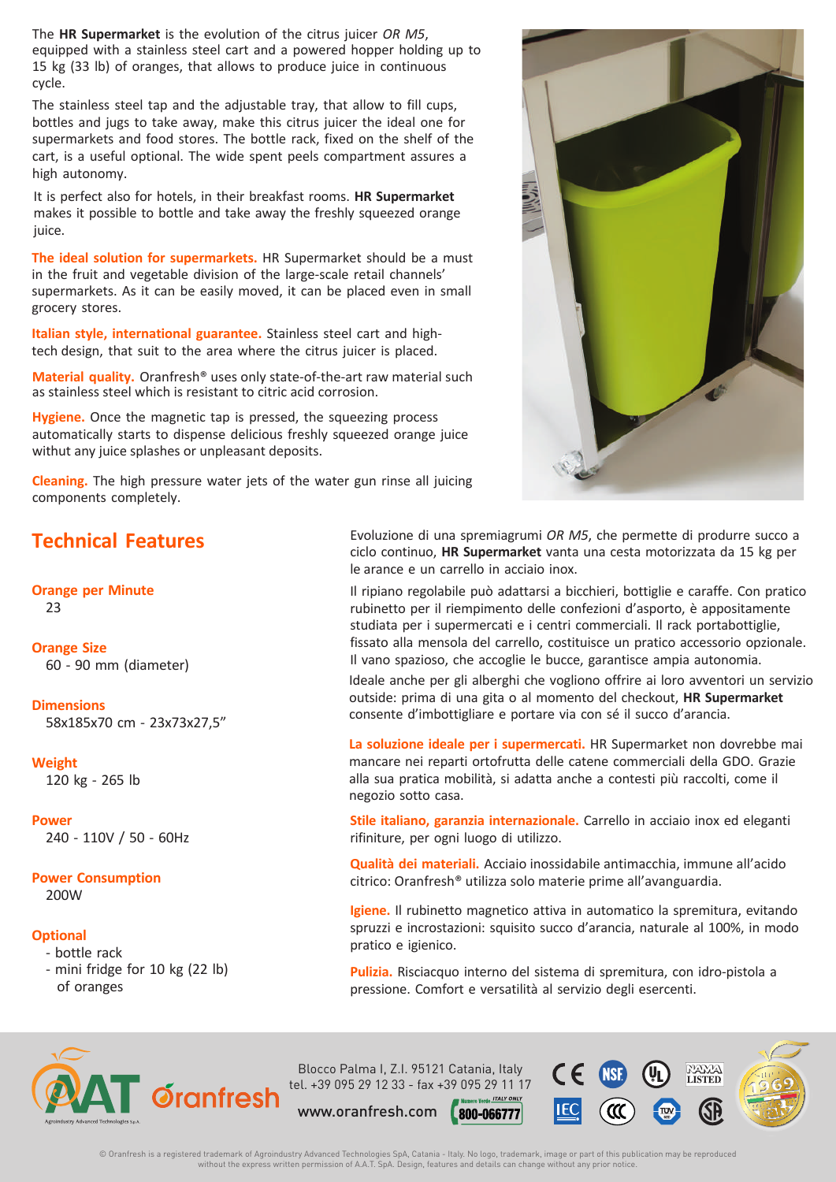The **HR Supermarket** is the evolution of the citrus juicer *OR M5*, equipped with a stainless steel cart and a powered hopper holding up to 15 kg (33 lb) of oranges, that allows to produce juice in continuous cycle.

The stainless steel tap and the adjustable tray, that allow to fill cups, bottles and jugs to take away, make this citrus juicer the ideal one for supermarkets and food stores. The bottle rack, fixed on the shelf of the cart, is a useful optional. The wide spent peels compartment assures a high autonomy.

It is perfect also for hotels, in their breakfast rooms. **HR Supermarket** makes it possible to bottle and take away the freshly squeezed orange juice.

**The ideal solution for supermarkets.** HR Supermarket should be a must in the fruit and vegetable division of the large-scale retail channels' supermarkets. As it can be easily moved, it can be placed even in small grocery stores.

**Italian style, international guarantee.** Stainless steel cart and high-tech design, that suit to the area where the citrus juicer is placed.

**Material quality.** Oranfresh® uses only state-of-the-art raw material such as stainless steel which is resistant to citric acid corrosion.

**Hygiene.** Once the magnetic tap is pressed, the squeezing process automatically starts to dispense delicious freshly squeezed orange juice withut any juice splashes or unpleasant deposits.

**Cleaning.** The high pressure water jets of the water gun rinse all juicing components completely.

## Technical Features

**Orange per Minute**
23

**Orange Size**
60 - 90 mm (diameter)

**Dimensions**
58x185x70 cm - 23x73x27,5"

**Weight**
120 kg - 265 lb

**Power**
240 - 110V / 50 - 60Hz

**Power Consumption**
200W

**Optional**
- bottle rack
- mini fridge for 10 kg (22 lb) of oranges

Evoluzione di una spremiagrumi *OR M5*, che permette di produrre succo a ciclo continuo, **HR Supermarket** vanta una cesta motorizzata da 15 kg per le arance e un carrello in acciaio inox.

Il ripiano regolabile può adattarsi a bicchieri, bottiglie e caraffe. Con pratico rubinetto per il riempimento delle confezioni d'asporto, è appositamente studiata per i supermercati e i centri commerciali. Il rack portabottiglie, fissato alla mensola del carrello, costituisce un pratico accessorio opzionale. Il vano spazioso, che accoglie le bucce, garantisce ampia autonomia.

Ideale anche per gli alberghi che vogliono offrire ai loro avventori un servizio outside: prima di una gita o al momento del checkout, **HR Supermarket** consente d'imbottigliare e portare via con sé il succo d'arancia.

**La soluzione ideale per i supermercati.** HR Supermarket non dovrebbe mai mancare nei reparti ortofrutta delle catene commerciali della GDO. Grazie alla sua pratica mobilità, si adatta anche a contesti più raccolti, come il negozio sotto casa.

**Stile italiano, garanzia internazionale.** Carrello in acciaio inox ed eleganti rifiniture, per ogni luogo di utilizzo.

**Qualità dei materiali.** Acciaio inossidabile antimacchia, immune all'acido citrico: Oranfresh® utilizza solo materie prime all'avanguardia.

**Igiene.** Il rubinetto magnetico attiva in automatico la spremitura, evitando spruzzi e incrostazioni: squisito succo d'arancia, naturale al 100%, in modo pratico e igienico.

**Pulizia.** Risciacquo interno del sistema di spremitura, con idro-pistola a pressione. Comfort e versatilità al servizio degli esercenti.

AAT Agroindustry Advanced Technologies S.p.A. Oranfresh

Blocco Palma I, Z.I. 95121 Catania, Italy
tel. +39 095 29 12 33 - fax +39 095 29 11 17
www.oranfresh.com
Numero Verde ITALY ONLY 800-066777

© Oranfresh is a registered trademark of Agroindustry Advanced Technologies SpA, Catania - Italy. No logo, trademark, image or part of this publication may be reproduced without the express written permission of A.A.T. SpA. Design, features and details can change without any prior notice.